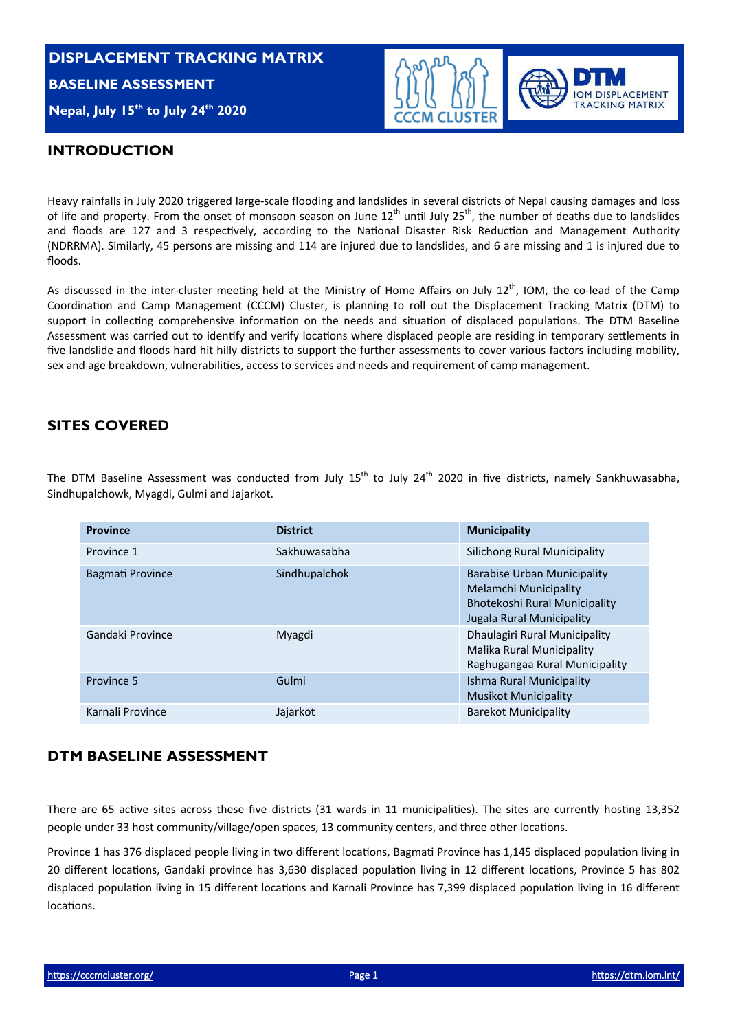# DISPLACEMENT TRACKING MATRIX

**BASELINE ASSESSMENT**

**Nepal, July 15th to July 24th 2020**

## INTRODUCTION

Heavy rainfalls in July 2020 triggered large-scale flooding and landslides in several districts of Nepal causing damages and loss of life and property. From the onset of monsoon season on June 12th until July 25th, the number of deaths due to landslides and floods are 127 and 3 respectively, according to the National Disaster Risk Reduction and Management Authority (NDRRMA). Similarly, 45 persons are missing and 114 are injured due to landslides, and 6 are missing and 1 is injured due to floods.

As discussed in the inter-cluster meeting held at the Ministry of Home Affairs on July 12th, IOM, the co-lead of the Camp Coordination and Camp Management (CCCM) Cluster, is planning to roll out the Displacement Tracking Matrix (DTM) to support in collecting comprehensive information on the needs and situation of displaced populations. The DTM Baseline Assessment was carried out to identify and verify locations where displaced people are residing in temporary settlements in five landslide and floods hard hit hilly districts to support the further assessments to cover various factors including mobility, sex and age breakdown, vulnerabilities, access to services and needs and requirement of camp management.

## SITES COVERED

The DTM Baseline Assessment was conducted from July 15th to July 24th 2020 in five districts, namely Sankhuwasabha, Sindhupalchowk, Myagdi, Gulmi and Jajarkot.

| Province | District | Municipality |
|---|---|---|
| Province 1 | Sakhuwasabha | Silichong Rural Municipality |
| Bagmati Province | Sindhupalchok | Barabise Urban Municipality<br>Melamchi Municipality<br>Bhotekoshi Rural Municipality<br>Jugala Rural Municipality |
| Gandaki Province | Myagdi | Dhaulagiri Rural Municipality<br>Malika Rural Municipality<br>Raghugangaa Rural Municipality |
| Province 5 | Gulmi | Ishma Rural Municipality<br>Musikot Municipality |
| Karnali Province | Jajarkot | Barekot Municipality |

## DTM BASELINE ASSESSMENT

There are 65 active sites across these five districts (31 wards in 11 municipalities). The sites are currently hosting 13,352 people under 33 host community/village/open spaces, 13 community centers, and three other locations.

Province 1 has 376 displaced people living in two different locations, Bagmati Province has 1,145 displaced population living in 20 different locations, Gandaki province has 3,630 displaced population living in 12 different locations, Province 5 has 802 displaced population living in 15 different locations and Karnali Province has 7,399 displaced population living in 16 different locations.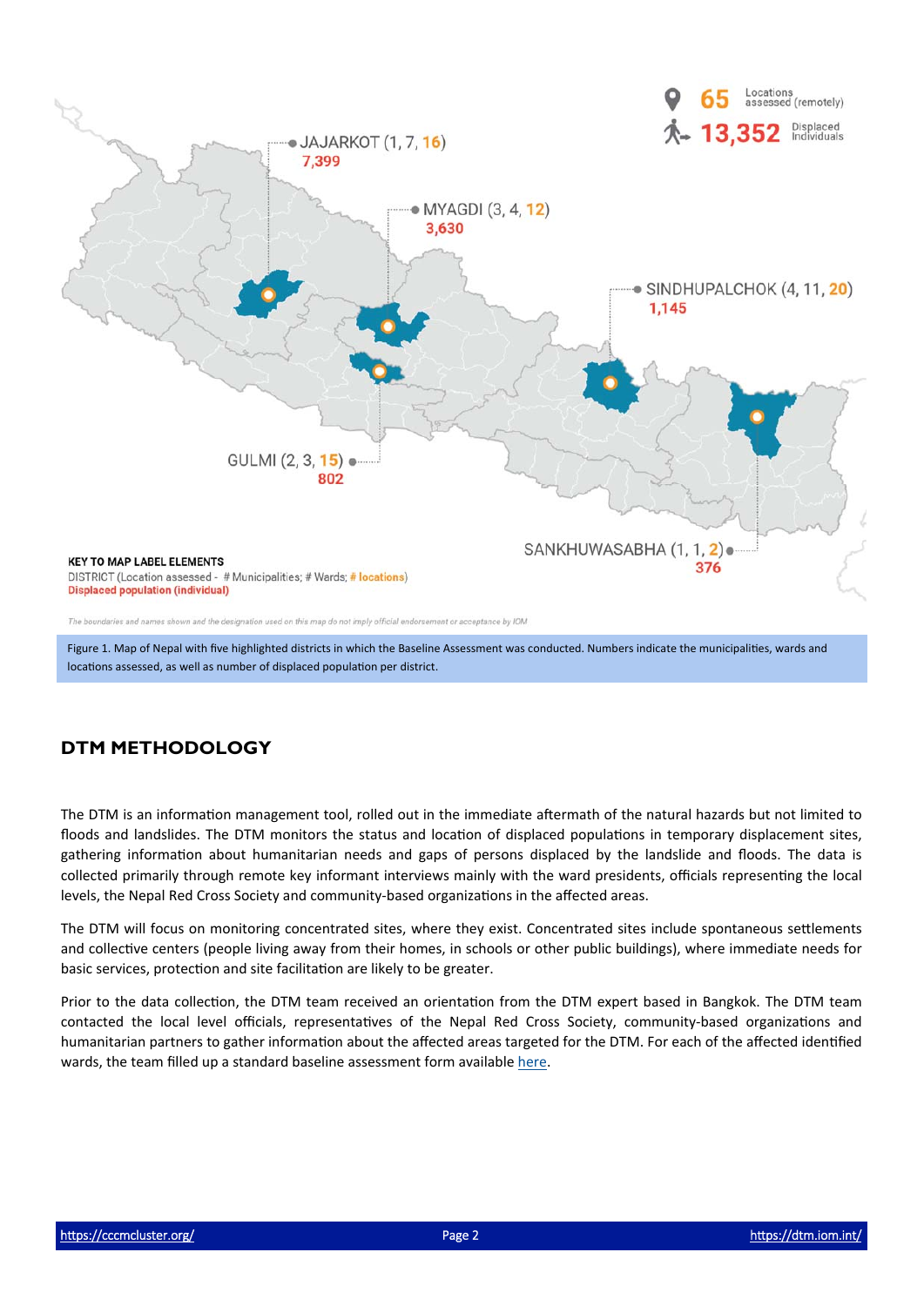65 Locations assessed (remotely)

13,352 Displaced Individuals

JAJARKOT (1, 7, 16)
7,399

MYAGDI (3, 4, 12)
3,630

SINDHUPALCHOK (4, 11, 20)
1,145

GULMI (2, 3, 15)
802

SANKHUWASABHA (1, 1, 2)
376

**KEY TO MAP LABEL ELEMENTS**
DISTRICT (Location assessed - # Municipalities; # Wards; # locations)
**Displaced population (individual)**

*The boundaries and names shown and the designation used on this map do not imply official endorsement or acceptance by IOM*

Figure 1. Map of Nepal with five highlighted districts in which the Baseline Assessment was conducted. Numbers indicate the municipalities, wards and locations assessed, as well as number of displaced population per district.

## DTM METHODOLOGY

The DTM is an information management tool, rolled out in the immediate aftermath of the natural hazards but not limited to floods and landslides. The DTM monitors the status and location of displaced populations in temporary displacement sites, gathering information about humanitarian needs and gaps of persons displaced by the landslide and floods. The data is collected primarily through remote key informant interviews mainly with the ward presidents, officials representing the local levels, the Nepal Red Cross Society and community-based organizations in the affected areas.

The DTM will focus on monitoring concentrated sites, where they exist. Concentrated sites include spontaneous settlements and collective centers (people living away from their homes, in schools or other public buildings), where immediate needs for basic services, protection and site facilitation are likely to be greater.

Prior to the data collection, the DTM team received an orientation from the DTM expert based in Bangkok. The DTM team contacted the local level officials, representatives of the Nepal Red Cross Society, community-based organizations and humanitarian partners to gather information about the affected areas targeted for the DTM. For each of the affected identified wards, the team filled up a standard baseline assessment form available here.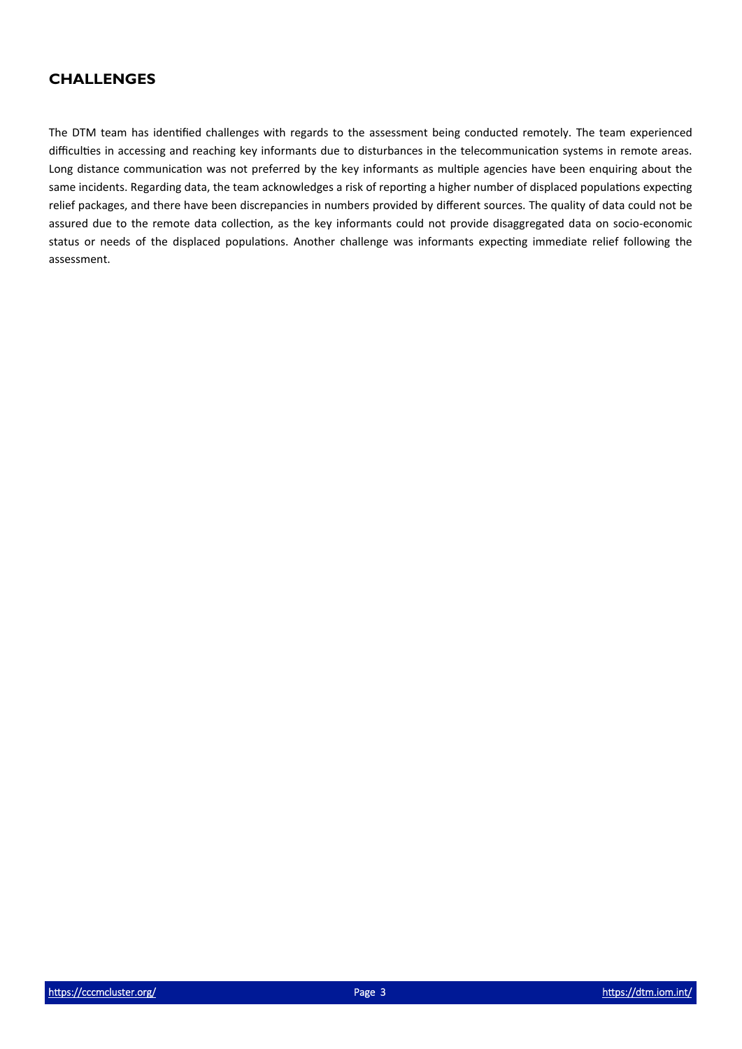## CHALLENGES

The DTM team has identified challenges with regards to the assessment being conducted remotely. The team experienced difficulties in accessing and reaching key informants due to disturbances in the telecommunication systems in remote areas. Long distance communication was not preferred by the key informants as multiple agencies have been enquiring about the same incidents. Regarding data, the team acknowledges a risk of reporting a higher number of displaced populations expecting relief packages, and there have been discrepancies in numbers provided by different sources. The quality of data could not be assured due to the remote data collection, as the key informants could not provide disaggregated data on socio-economic status or needs of the displaced populations. Another challenge was informants expecting immediate relief following the assessment.